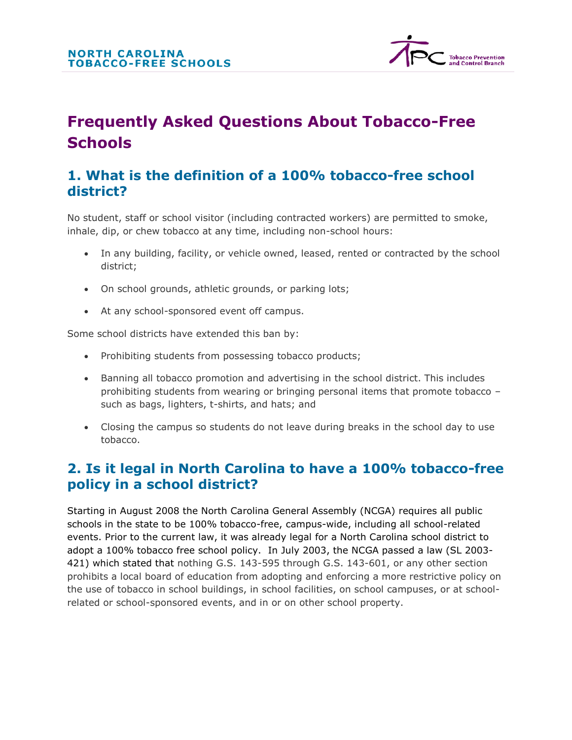# Frequently Asked Questions About Tobacco-Free Schools

## 1. What is the definition of a 100% tobacco-free school district?

No student, staff or school visitor (including contracted workers) are permitted to smoke, inhale, dip, or chew tobacco at any time, including non-school hours:

- In any building, facility, or vehicle owned, leased, rented or contracted by the school district;
- On school grounds, athletic grounds, or parking lots;
- At any school-sponsored event off campus.

Some school districts have extended this ban by:

- Prohibiting students from possessing tobacco products;
- Banning all tobacco promotion and advertising in the school district. This includes prohibiting students from wearing or bringing personal items that promote tobacco – such as bags, lighters, t-shirts, and hats; and
- Closing the campus so students do not leave during breaks in the school day to use tobacco.

## 2. Is it legal in North Carolina to have a 100% tobacco-free policy in a school district?

Starting in August 2008 the North Carolina General Assembly (NCGA) requires all public schools in the state to be 100% tobacco-free, campus-wide, including all school-related events. Prior to the current law, it was already legal for a North Carolina school district to adopt a 100% tobacco free school policy. In July 2003, the NCGA passed a law (SL 2003-421) which stated that nothing G.S. 143-595 through G.S. 143-601, or any other section prohibits a local board of education from adopting and enforcing a more restrictive policy on the use of tobacco in school buildings, in school facilities, on school campuses, or at school-related or school-sponsored events, and in or on other school property.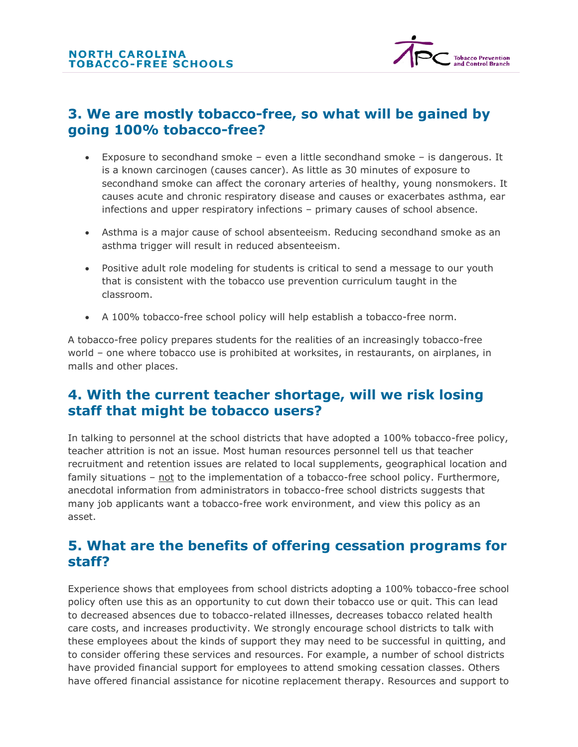## 3. We are mostly tobacco-free, so what will be gained by going 100% tobacco-free?

- Exposure to secondhand smoke – even a little secondhand smoke – is dangerous. It is a known carcinogen (causes cancer). As little as 30 minutes of exposure to secondhand smoke can affect the coronary arteries of healthy, young nonsmokers. It causes acute and chronic respiratory disease and causes or exacerbates asthma, ear infections and upper respiratory infections – primary causes of school absence.

- Asthma is a major cause of school absenteeism. Reducing secondhand smoke as an asthma trigger will result in reduced absenteeism.

- Positive adult role modeling for students is critical to send a message to our youth that is consistent with the tobacco use prevention curriculum taught in the classroom.

- A 100% tobacco-free school policy will help establish a tobacco-free norm.

A tobacco-free policy prepares students for the realities of an increasingly tobacco-free world – one where tobacco use is prohibited at worksites, in restaurants, on airplanes, in malls and other places.

## 4. With the current teacher shortage, will we risk losing staff that might be tobacco users?

In talking to personnel at the school districts that have adopted a 100% tobacco-free policy, teacher attrition is not an issue. Most human resources personnel tell us that teacher recruitment and retention issues are related to local supplements, geographical location and family situations – not to the implementation of a tobacco-free school policy. Furthermore, anecdotal information from administrators in tobacco-free school districts suggests that many job applicants want a tobacco-free work environment, and view this policy as an asset.

## 5. What are the benefits of offering cessation programs for staff?

Experience shows that employees from school districts adopting a 100% tobacco-free school policy often use this as an opportunity to cut down their tobacco use or quit. This can lead to decreased absences due to tobacco-related illnesses, decreases tobacco related health care costs, and increases productivity. We strongly encourage school districts to talk with these employees about the kinds of support they may need to be successful in quitting, and to consider offering these services and resources. For example, a number of school districts have provided financial support for employees to attend smoking cessation classes. Others have offered financial assistance for nicotine replacement therapy. Resources and support to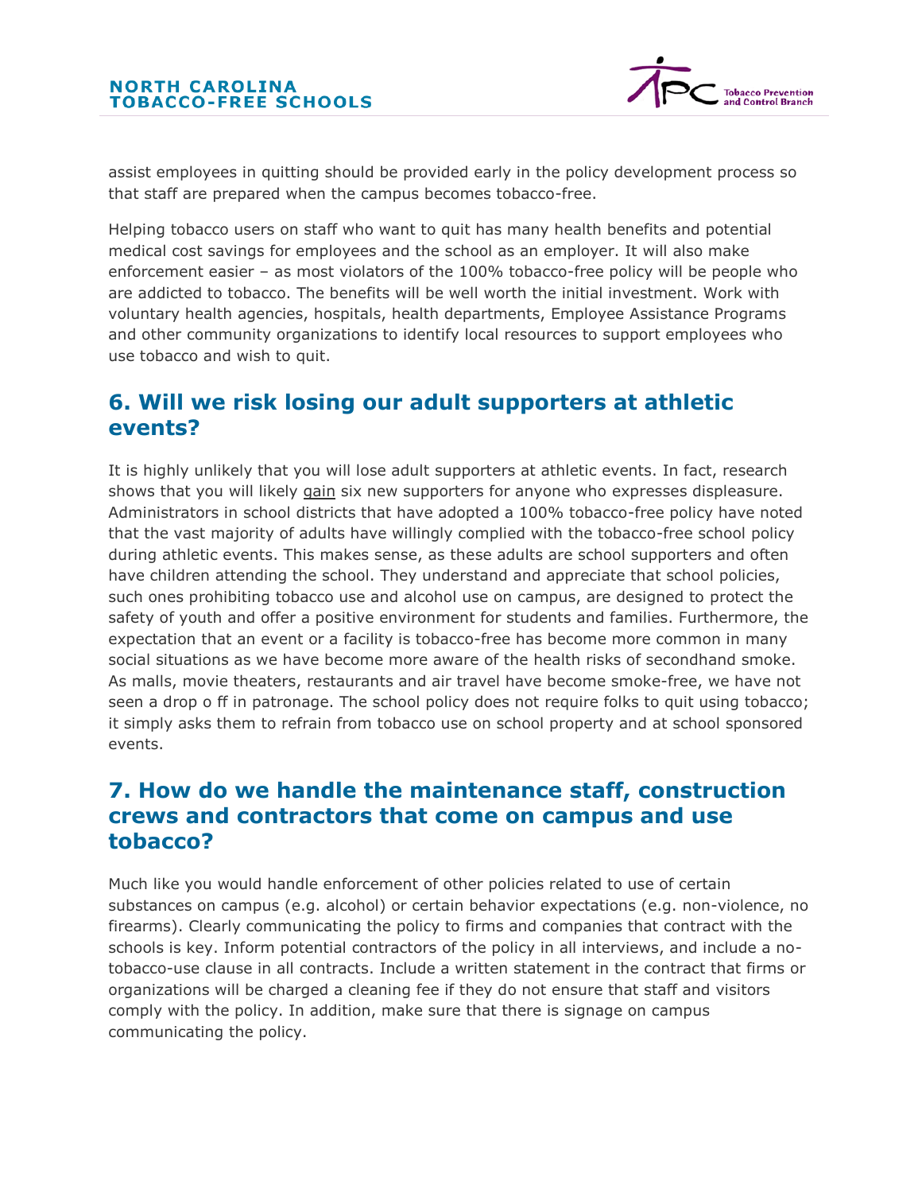assist employees in quitting should be provided early in the policy development process so that staff are prepared when the campus becomes tobacco-free.

Helping tobacco users on staff who want to quit has many health benefits and potential medical cost savings for employees and the school as an employer. It will also make enforcement easier – as most violators of the 100% tobacco-free policy will be people who are addicted to tobacco. The benefits will be well worth the initial investment. Work with voluntary health agencies, hospitals, health departments, Employee Assistance Programs and other community organizations to identify local resources to support employees who use tobacco and wish to quit.

## 6. Will we risk losing our adult supporters at athletic events?

It is highly unlikely that you will lose adult supporters at athletic events. In fact, research shows that you will likely gain six new supporters for anyone who expresses displeasure. Administrators in school districts that have adopted a 100% tobacco-free policy have noted that the vast majority of adults have willingly complied with the tobacco-free school policy during athletic events. This makes sense, as these adults are school supporters and often have children attending the school. They understand and appreciate that school policies, such ones prohibiting tobacco use and alcohol use on campus, are designed to protect the safety of youth and offer a positive environment for students and families. Furthermore, the expectation that an event or a facility is tobacco-free has become more common in many social situations as we have become more aware of the health risks of secondhand smoke. As malls, movie theaters, restaurants and air travel have become smoke-free, we have not seen a drop o ff in patronage. The school policy does not require folks to quit using tobacco; it simply asks them to refrain from tobacco use on school property and at school sponsored events.

## 7. How do we handle the maintenance staff, construction crews and contractors that come on campus and use tobacco?

Much like you would handle enforcement of other policies related to use of certain substances on campus (e.g. alcohol) or certain behavior expectations (e.g. non-violence, no firearms). Clearly communicating the policy to firms and companies that contract with the schools is key. Inform potential contractors of the policy in all interviews, and include a no-tobacco-use clause in all contracts. Include a written statement in the contract that firms or organizations will be charged a cleaning fee if they do not ensure that staff and visitors comply with the policy. In addition, make sure that there is signage on campus communicating the policy.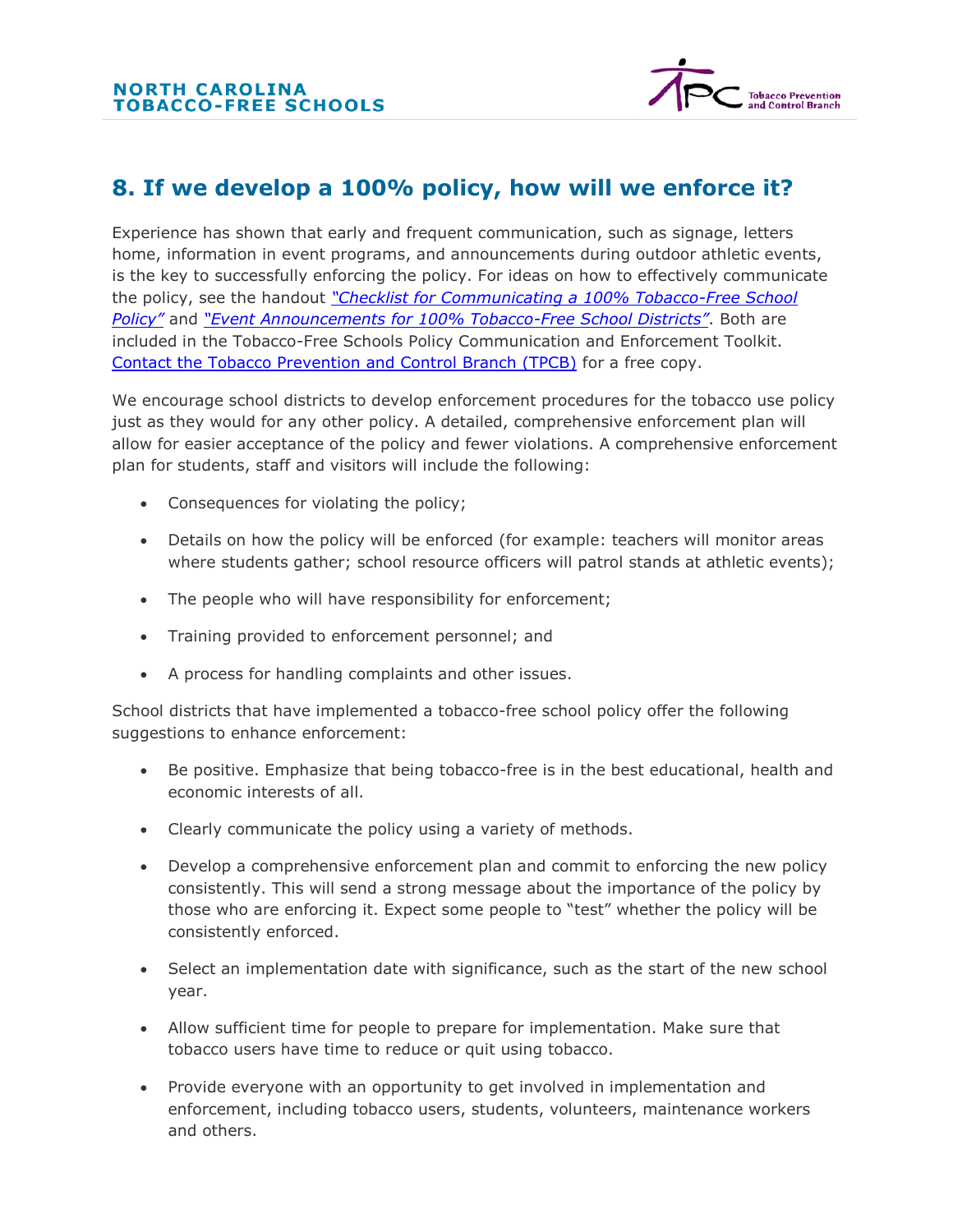## 8. If we develop a 100% policy, how will we enforce it?

Experience has shown that early and frequent communication, such as signage, letters home, information in event programs, and announcements during outdoor athletic events, is the key to successfully enforcing the policy. For ideas on how to effectively communicate the policy, see the handout *"Checklist for Communicating a 100% Tobacco-Free School Policy"* and *"Event Announcements for 100% Tobacco-Free School Districts"*. Both are included in the Tobacco-Free Schools Policy Communication and Enforcement Toolkit. Contact the Tobacco Prevention and Control Branch (TPCB) for a free copy.

We encourage school districts to develop enforcement procedures for the tobacco use policy just as they would for any other policy. A detailed, comprehensive enforcement plan will allow for easier acceptance of the policy and fewer violations. A comprehensive enforcement plan for students, staff and visitors will include the following:

- Consequences for violating the policy;
- Details on how the policy will be enforced (for example: teachers will monitor areas where students gather; school resource officers will patrol stands at athletic events);
- The people who will have responsibility for enforcement;
- Training provided to enforcement personnel; and
- A process for handling complaints and other issues.

School districts that have implemented a tobacco-free school policy offer the following suggestions to enhance enforcement:

- Be positive. Emphasize that being tobacco-free is in the best educational, health and economic interests of all.
- Clearly communicate the policy using a variety of methods.
- Develop a comprehensive enforcement plan and commit to enforcing the new policy consistently. This will send a strong message about the importance of the policy by those who are enforcing it. Expect some people to "test" whether the policy will be consistently enforced.
- Select an implementation date with significance, such as the start of the new school year.
- Allow sufficient time for people to prepare for implementation. Make sure that tobacco users have time to reduce or quit using tobacco.
- Provide everyone with an opportunity to get involved in implementation and enforcement, including tobacco users, students, volunteers, maintenance workers and others.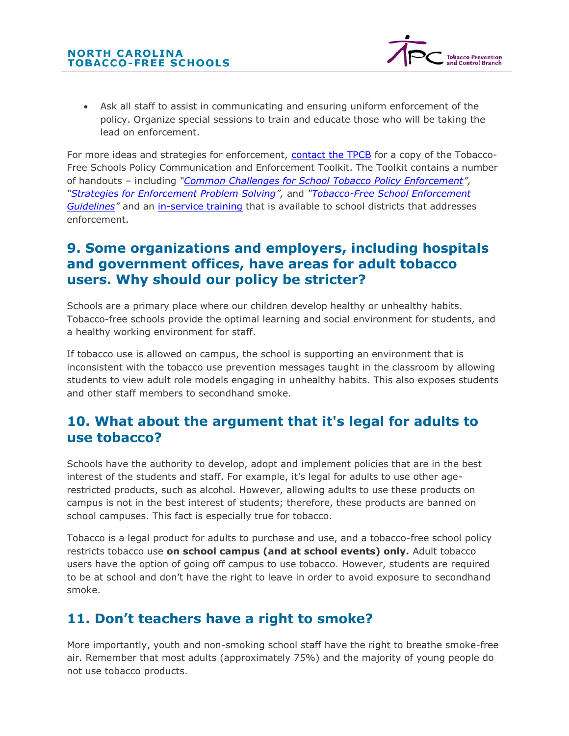- Ask all staff to assist in communicating and ensuring uniform enforcement of the policy. Organize special sessions to train and educate those who will be taking the lead on enforcement.

For more ideas and strategies for enforcement, contact the TPCB for a copy of the Tobacco-Free Schools Policy Communication and Enforcement Toolkit. The Toolkit contains a number of handouts – including *"Common Challenges for School Tobacco Policy Enforcement"*, *"Strategies for Enforcement Problem Solving"*, and *"Tobacco-Free School Enforcement Guidelines"* and an in-service training that is available to school districts that addresses enforcement.

## 9. Some organizations and employers, including hospitals and government offices, have areas for adult tobacco users. Why should our policy be stricter?

Schools are a primary place where our children develop healthy or unhealthy habits. Tobacco-free schools provide the optimal learning and social environment for students, and a healthy working environment for staff.

If tobacco use is allowed on campus, the school is supporting an environment that is inconsistent with the tobacco use prevention messages taught in the classroom by allowing students to view adult role models engaging in unhealthy habits. This also exposes students and other staff members to secondhand smoke.

## 10. What about the argument that it's legal for adults to use tobacco?

Schools have the authority to develop, adopt and implement policies that are in the best interest of the students and staff. For example, it's legal for adults to use other age-restricted products, such as alcohol. However, allowing adults to use these products on campus is not in the best interest of students; therefore, these products are banned on school campuses. This fact is especially true for tobacco.

Tobacco is a legal product for adults to purchase and use, and a tobacco-free school policy restricts tobacco use **on school campus (and at school events) only.** Adult tobacco users have the option of going off campus to use tobacco. However, students are required to be at school and don't have the right to leave in order to avoid exposure to secondhand smoke.

## 11. Don't teachers have a right to smoke?

More importantly, youth and non-smoking school staff have the right to breathe smoke-free air. Remember that most adults (approximately 75%) and the majority of young people do not use tobacco products.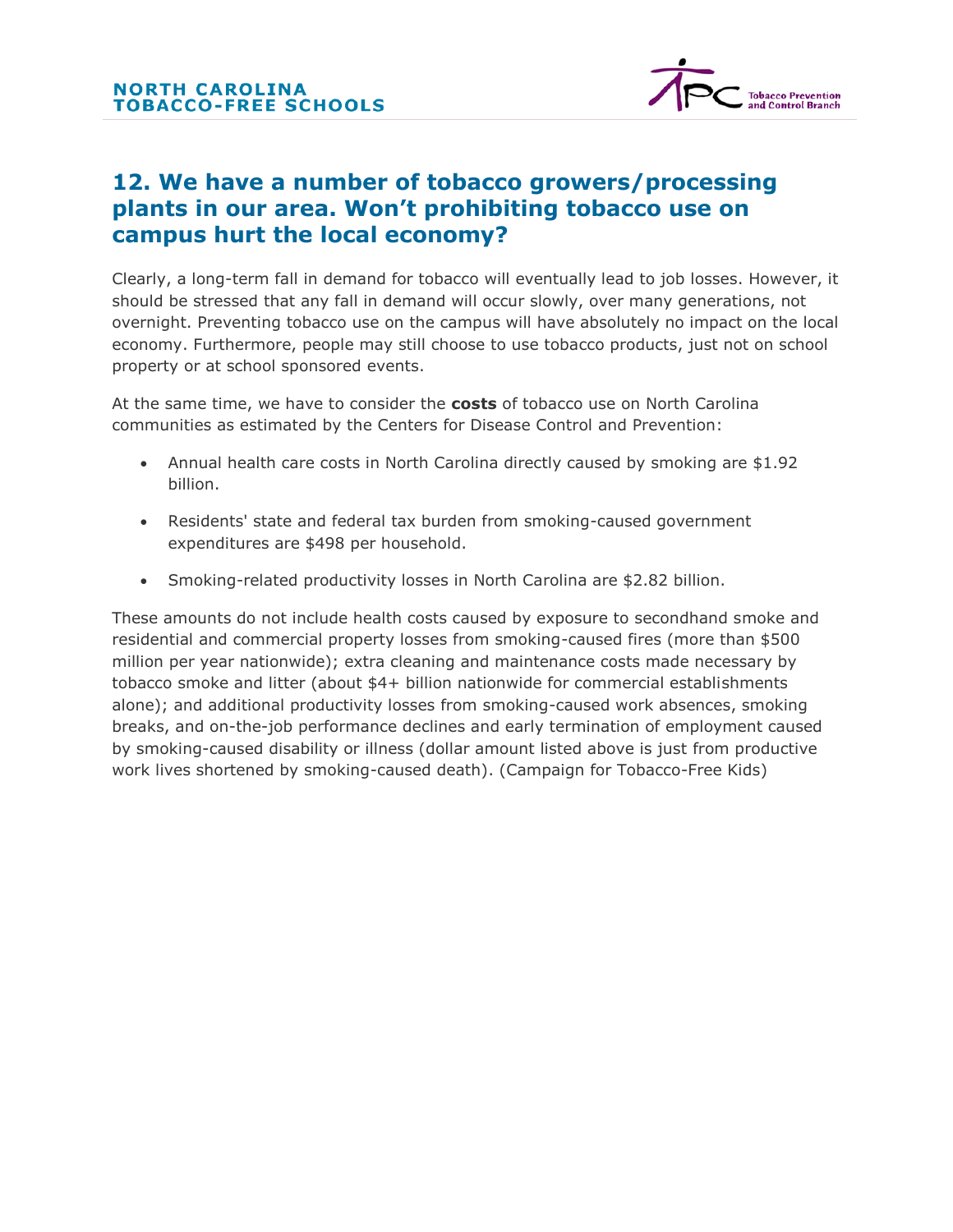## 12. We have a number of tobacco growers/processing plants in our area. Won't prohibiting tobacco use on campus hurt the local economy?

Clearly, a long-term fall in demand for tobacco will eventually lead to job losses. However, it should be stressed that any fall in demand will occur slowly, over many generations, not overnight. Preventing tobacco use on the campus will have absolutely no impact on the local economy. Furthermore, people may still choose to use tobacco products, just not on school property or at school sponsored events.

At the same time, we have to consider the **costs** of tobacco use on North Carolina communities as estimated by the Centers for Disease Control and Prevention:

- Annual health care costs in North Carolina directly caused by smoking are $1.92 billion.
- Residents' state and federal tax burden from smoking-caused government expenditures are $498 per household.
- Smoking-related productivity losses in North Carolina are $2.82 billion.

These amounts do not include health costs caused by exposure to secondhand smoke and residential and commercial property losses from smoking-caused fires (more than $500 million per year nationwide); extra cleaning and maintenance costs made necessary by tobacco smoke and litter (about $4+ billion nationwide for commercial establishments alone); and additional productivity losses from smoking-caused work absences, smoking breaks, and on-the-job performance declines and early termination of employment caused by smoking-caused disability or illness (dollar amount listed above is just from productive work lives shortened by smoking-caused death). (Campaign for Tobacco-Free Kids)